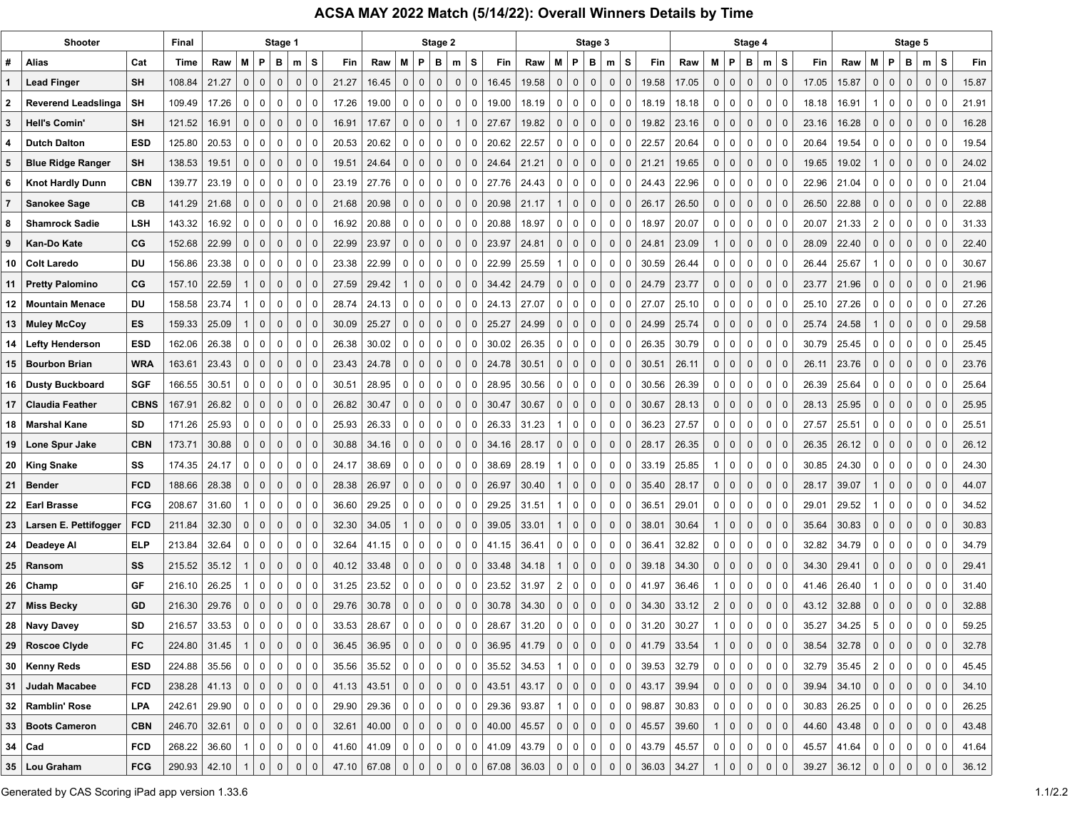# ACSA MAY 2022 Match (5/14/22): Overall Winners Details by Time

| Shooter | | | Final | Stage 1 | | | | | | | Stage 2 | | | | | | | Stage 3 | | | | | | | Stage 4 | | | | | | | Stage 5 | | | | | | |
|---|---|---|---|---|---|---|---|---|---|---|---|---|---|---|---|---|---|---|---|---|---|---|---|---|---|---|---|---|---|---|---|---|---|---|---|---|---|---|
| # | Alias | Cat | Time | Raw | M | P | B | m | S | Fin | Raw | M | P | B | m | S | Fin | Raw | M | P | B | m | S | Fin | Raw | M | P | B | m | S | Fin | Raw | M | P | B | m | S | Fin |
| 1 | Lead Finger | SH | 108.84 | 21.27 | 0 | 0 | 0 | 0 | 0 | 21.27 | 16.45 | 0 | 0 | 0 | 0 | 0 | 16.45 | 19.58 | 0 | 0 | 0 | 0 | 0 | 19.58 | 17.05 | 0 | 0 | 0 | 0 | 0 | 17.05 | 15.87 | 0 | 0 | 0 | 0 | 0 | 15.87 |
| 2 | Reverend Leadslinga | SH | 109.49 | 17.26 | 0 | 0 | 0 | 0 | 0 | 17.26 | 19.00 | 0 | 0 | 0 | 0 | 0 | 19.00 | 18.19 | 0 | 0 | 0 | 0 | 0 | 18.19 | 18.18 | 0 | 0 | 0 | 0 | 0 | 18.18 | 16.91 | 1 | 0 | 0 | 0 | 0 | 21.91 |
| 3 | Hell's Comin' | SH | 121.52 | 16.91 | 0 | 0 | 0 | 0 | 0 | 16.91 | 17.67 | 0 | 0 | 0 | 1 | 0 | 27.67 | 19.82 | 0 | 0 | 0 | 0 | 0 | 19.82 | 23.16 | 0 | 0 | 0 | 0 | 0 | 23.16 | 16.28 | 0 | 0 | 0 | 0 | 0 | 16.28 |
| 4 | Dutch Dalton | ESD | 125.80 | 20.53 | 0 | 0 | 0 | 0 | 0 | 20.53 | 20.62 | 0 | 0 | 0 | 0 | 0 | 20.62 | 22.57 | 0 | 0 | 0 | 0 | 0 | 22.57 | 20.64 | 0 | 0 | 0 | 0 | 0 | 20.64 | 19.54 | 0 | 0 | 0 | 0 | 0 | 19.54 |
| 5 | Blue Ridge Ranger | SH | 138.53 | 19.51 | 0 | 0 | 0 | 0 | 0 | 19.51 | 24.64 | 0 | 0 | 0 | 0 | 0 | 24.64 | 21.21 | 0 | 0 | 0 | 0 | 0 | 21.21 | 19.65 | 0 | 0 | 0 | 0 | 0 | 19.65 | 19.02 | 1 | 0 | 0 | 0 | 0 | 24.02 |
| 6 | Knot Hardly Dunn | CBN | 139.77 | 23.19 | 0 | 0 | 0 | 0 | 0 | 23.19 | 27.76 | 0 | 0 | 0 | 0 | 0 | 27.76 | 24.43 | 0 | 0 | 0 | 0 | 0 | 24.43 | 22.96 | 0 | 0 | 0 | 0 | 0 | 22.96 | 21.04 | 0 | 0 | 0 | 0 | 0 | 21.04 |
| 7 | Sanokee Sage | CB | 141.29 | 21.68 | 0 | 0 | 0 | 0 | 0 | 21.68 | 20.98 | 0 | 0 | 0 | 0 | 0 | 20.98 | 21.17 | 1 | 0 | 0 | 0 | 0 | 26.17 | 26.50 | 0 | 0 | 0 | 0 | 0 | 26.50 | 22.88 | 0 | 0 | 0 | 0 | 0 | 22.88 |
| 8 | Shamrock Sadie | LSH | 143.32 | 16.92 | 0 | 0 | 0 | 0 | 0 | 16.92 | 20.88 | 0 | 0 | 0 | 0 | 0 | 20.88 | 18.97 | 0 | 0 | 0 | 0 | 0 | 18.97 | 20.07 | 0 | 0 | 0 | 0 | 0 | 20.07 | 21.33 | 2 | 0 | 0 | 0 | 0 | 31.33 |
| 9 | Kan-Do Kate | CG | 152.68 | 22.99 | 0 | 0 | 0 | 0 | 0 | 22.99 | 23.97 | 0 | 0 | 0 | 0 | 0 | 23.97 | 24.81 | 0 | 0 | 0 | 0 | 0 | 24.81 | 23.09 | 1 | 0 | 0 | 0 | 0 | 28.09 | 22.40 | 0 | 0 | 0 | 0 | 0 | 22.40 |
| 10 | Colt Laredo | DU | 156.86 | 23.38 | 0 | 0 | 0 | 0 | 0 | 23.38 | 22.99 | 0 | 0 | 0 | 0 | 0 | 22.99 | 25.59 | 1 | 0 | 0 | 0 | 0 | 30.59 | 26.44 | 0 | 0 | 0 | 0 | 0 | 26.44 | 25.67 | 1 | 0 | 0 | 0 | 0 | 30.67 |
| 11 | Pretty Palomino | CG | 157.10 | 22.59 | 1 | 0 | 0 | 0 | 0 | 27.59 | 29.42 | 1 | 0 | 0 | 0 | 0 | 34.42 | 24.79 | 0 | 0 | 0 | 0 | 0 | 24.79 | 23.77 | 0 | 0 | 0 | 0 | 0 | 23.77 | 21.96 | 0 | 0 | 0 | 0 | 0 | 21.96 |
| 12 | Mountain Menace | DU | 158.58 | 23.74 | 1 | 0 | 0 | 0 | 0 | 28.74 | 24.13 | 0 | 0 | 0 | 0 | 0 | 24.13 | 27.07 | 0 | 0 | 0 | 0 | 0 | 27.07 | 25.10 | 0 | 0 | 0 | 0 | 0 | 25.10 | 27.26 | 0 | 0 | 0 | 0 | 0 | 27.26 |
| 13 | Muley McCoy | ES | 159.33 | 25.09 | 1 | 0 | 0 | 0 | 0 | 30.09 | 25.27 | 0 | 0 | 0 | 0 | 0 | 25.27 | 24.99 | 0 | 0 | 0 | 0 | 0 | 24.99 | 25.74 | 0 | 0 | 0 | 0 | 0 | 25.74 | 24.58 | 1 | 0 | 0 | 0 | 0 | 29.58 |
| 14 | Lefty Henderson | ESD | 162.06 | 26.38 | 0 | 0 | 0 | 0 | 0 | 26.38 | 30.02 | 0 | 0 | 0 | 0 | 0 | 30.02 | 26.35 | 0 | 0 | 0 | 0 | 0 | 26.35 | 30.79 | 0 | 0 | 0 | 0 | 0 | 30.79 | 25.45 | 0 | 0 | 0 | 0 | 0 | 25.45 |
| 15 | Bourbon Brian | WRA | 163.61 | 23.43 | 0 | 0 | 0 | 0 | 0 | 23.43 | 24.78 | 0 | 0 | 0 | 0 | 0 | 24.78 | 30.51 | 0 | 0 | 0 | 0 | 0 | 30.51 | 26.11 | 0 | 0 | 0 | 0 | 0 | 26.11 | 23.76 | 0 | 0 | 0 | 0 | 0 | 23.76 |
| 16 | Dusty Buckboard | SGF | 166.55 | 30.51 | 0 | 0 | 0 | 0 | 0 | 30.51 | 28.95 | 0 | 0 | 0 | 0 | 0 | 28.95 | 30.56 | 0 | 0 | 0 | 0 | 0 | 30.56 | 26.39 | 0 | 0 | 0 | 0 | 0 | 26.39 | 25.64 | 0 | 0 | 0 | 0 | 0 | 25.64 |
| 17 | Claudia Feather | CBNS | 167.91 | 26.82 | 0 | 0 | 0 | 0 | 0 | 26.82 | 30.47 | 0 | 0 | 0 | 0 | 0 | 30.47 | 30.67 | 0 | 0 | 0 | 0 | 0 | 30.67 | 28.13 | 0 | 0 | 0 | 0 | 0 | 28.13 | 25.95 | 0 | 0 | 0 | 0 | 0 | 25.95 |
| 18 | Marshal Kane | SD | 171.26 | 25.93 | 0 | 0 | 0 | 0 | 0 | 25.93 | 26.33 | 0 | 0 | 0 | 0 | 0 | 26.33 | 31.23 | 1 | 0 | 0 | 0 | 0 | 36.23 | 27.57 | 0 | 0 | 0 | 0 | 0 | 27.57 | 25.51 | 0 | 0 | 0 | 0 | 0 | 25.51 |
| 19 | Lone Spur Jake | CBN | 173.71 | 30.88 | 0 | 0 | 0 | 0 | 0 | 30.88 | 34.16 | 0 | 0 | 0 | 0 | 0 | 34.16 | 28.17 | 0 | 0 | 0 | 0 | 0 | 28.17 | 26.35 | 0 | 0 | 0 | 0 | 0 | 26.35 | 26.12 | 0 | 0 | 0 | 0 | 0 | 26.12 |
| 20 | King Snake | SS | 174.35 | 24.17 | 0 | 0 | 0 | 0 | 0 | 24.17 | 38.69 | 0 | 0 | 0 | 0 | 0 | 38.69 | 28.19 | 1 | 0 | 0 | 0 | 0 | 33.19 | 25.85 | 1 | 0 | 0 | 0 | 0 | 30.85 | 24.30 | 0 | 0 | 0 | 0 | 0 | 24.30 |
| 21 | Bender | FCD | 188.66 | 28.38 | 0 | 0 | 0 | 0 | 0 | 28.38 | 26.97 | 0 | 0 | 0 | 0 | 0 | 26.97 | 30.40 | 1 | 0 | 0 | 0 | 0 | 35.40 | 28.17 | 0 | 0 | 0 | 0 | 0 | 28.17 | 39.07 | 1 | 0 | 0 | 0 | 0 | 44.07 |
| 22 | Earl Brasse | FCG | 208.67 | 31.60 | 1 | 0 | 0 | 0 | 0 | 36.60 | 29.25 | 0 | 0 | 0 | 0 | 0 | 29.25 | 31.51 | 1 | 0 | 0 | 0 | 0 | 36.51 | 29.01 | 0 | 0 | 0 | 0 | 0 | 29.01 | 29.52 | 1 | 0 | 0 | 0 | 0 | 34.52 |
| 23 | Larsen E. Pettifogger | FCD | 211.84 | 32.30 | 0 | 0 | 0 | 0 | 0 | 32.30 | 34.05 | 1 | 0 | 0 | 0 | 0 | 39.05 | 33.01 | 1 | 0 | 0 | 0 | 0 | 38.01 | 30.64 | 1 | 0 | 0 | 0 | 0 | 35.64 | 30.83 | 0 | 0 | 0 | 0 | 0 | 30.83 |
| 24 | Deadeye Al | ELP | 213.84 | 32.64 | 0 | 0 | 0 | 0 | 0 | 32.64 | 41.15 | 0 | 0 | 0 | 0 | 0 | 41.15 | 36.41 | 0 | 0 | 0 | 0 | 0 | 36.41 | 32.82 | 0 | 0 | 0 | 0 | 0 | 32.82 | 34.79 | 0 | 0 | 0 | 0 | 0 | 34.79 |
| 25 | Ransom | SS | 215.52 | 35.12 | 1 | 0 | 0 | 0 | 0 | 40.12 | 33.48 | 0 | 0 | 0 | 0 | 0 | 33.48 | 34.18 | 1 | 0 | 0 | 0 | 0 | 39.18 | 34.30 | 0 | 0 | 0 | 0 | 0 | 34.30 | 29.41 | 0 | 0 | 0 | 0 | 0 | 29.41 |
| 26 | Champ | GF | 216.10 | 26.25 | 1 | 0 | 0 | 0 | 0 | 31.25 | 23.52 | 0 | 0 | 0 | 0 | 0 | 23.52 | 31.97 | 2 | 0 | 0 | 0 | 0 | 41.97 | 36.46 | 1 | 0 | 0 | 0 | 0 | 41.46 | 26.40 | 1 | 0 | 0 | 0 | 0 | 31.40 |
| 27 | Miss Becky | GD | 216.30 | 29.76 | 0 | 0 | 0 | 0 | 0 | 29.76 | 30.78 | 0 | 0 | 0 | 0 | 0 | 30.78 | 34.30 | 0 | 0 | 0 | 0 | 0 | 34.30 | 33.12 | 2 | 0 | 0 | 0 | 0 | 43.12 | 32.88 | 0 | 0 | 0 | 0 | 0 | 32.88 |
| 28 | Navy Davey | SD | 216.57 | 33.53 | 0 | 0 | 0 | 0 | 0 | 33.53 | 28.67 | 0 | 0 | 0 | 0 | 0 | 28.67 | 31.20 | 0 | 0 | 0 | 0 | 0 | 31.20 | 30.27 | 1 | 0 | 0 | 0 | 0 | 35.27 | 34.25 | 5 | 0 | 0 | 0 | 0 | 59.25 |
| 29 | Roscoe Clyde | FC | 224.80 | 31.45 | 1 | 0 | 0 | 0 | 0 | 36.45 | 36.95 | 0 | 0 | 0 | 0 | 0 | 36.95 | 41.79 | 0 | 0 | 0 | 0 | 0 | 41.79 | 33.54 | 1 | 0 | 0 | 0 | 0 | 38.54 | 32.78 | 0 | 0 | 0 | 0 | 0 | 32.78 |
| 30 | Kenny Reds | ESD | 224.88 | 35.56 | 0 | 0 | 0 | 0 | 0 | 35.56 | 35.52 | 0 | 0 | 0 | 0 | 0 | 35.52 | 34.53 | 1 | 0 | 0 | 0 | 0 | 39.53 | 32.79 | 0 | 0 | 0 | 0 | 0 | 32.79 | 35.45 | 2 | 0 | 0 | 0 | 0 | 45.45 |
| 31 | Judah Macabee | FCD | 238.28 | 41.13 | 0 | 0 | 0 | 0 | 0 | 41.13 | 43.51 | 0 | 0 | 0 | 0 | 0 | 43.51 | 43.17 | 0 | 0 | 0 | 0 | 0 | 43.17 | 39.94 | 0 | 0 | 0 | 0 | 0 | 39.94 | 34.10 | 0 | 0 | 0 | 0 | 0 | 34.10 |
| 32 | Ramblin' Rose | LPA | 242.61 | 29.90 | 0 | 0 | 0 | 0 | 0 | 29.90 | 29.36 | 0 | 0 | 0 | 0 | 0 | 29.36 | 93.87 | 1 | 0 | 0 | 0 | 0 | 98.87 | 30.83 | 0 | 0 | 0 | 0 | 0 | 30.83 | 26.25 | 0 | 0 | 0 | 0 | 0 | 26.25 |
| 33 | Boots Cameron | CBN | 246.70 | 32.61 | 0 | 0 | 0 | 0 | 0 | 32.61 | 40.00 | 0 | 0 | 0 | 0 | 0 | 40.00 | 45.57 | 0 | 0 | 0 | 0 | 0 | 45.57 | 39.60 | 1 | 0 | 0 | 0 | 0 | 44.60 | 43.48 | 0 | 0 | 0 | 0 | 0 | 43.48 |
| 34 | Cad | FCD | 268.22 | 36.60 | 1 | 0 | 0 | 0 | 0 | 41.60 | 41.09 | 0 | 0 | 0 | 0 | 0 | 41.09 | 43.79 | 0 | 0 | 0 | 0 | 0 | 43.79 | 45.57 | 0 | 0 | 0 | 0 | 0 | 45.57 | 41.64 | 0 | 0 | 0 | 0 | 0 | 41.64 |
| 35 | Lou Graham | FCG | 290.93 | 42.10 | 1 | 0 | 0 | 0 | 0 | 47.10 | 67.08 | 0 | 0 | 0 | 0 | 0 | 67.08 | 36.03 | 0 | 0 | 0 | 0 | 0 | 36.03 | 34.27 | 1 | 0 | 0 | 0 | 0 | 39.27 | 36.12 | 0 | 0 | 0 | 0 | 0 | 36.12 |

Generated by CAS Scoring iPad app version 1.33.6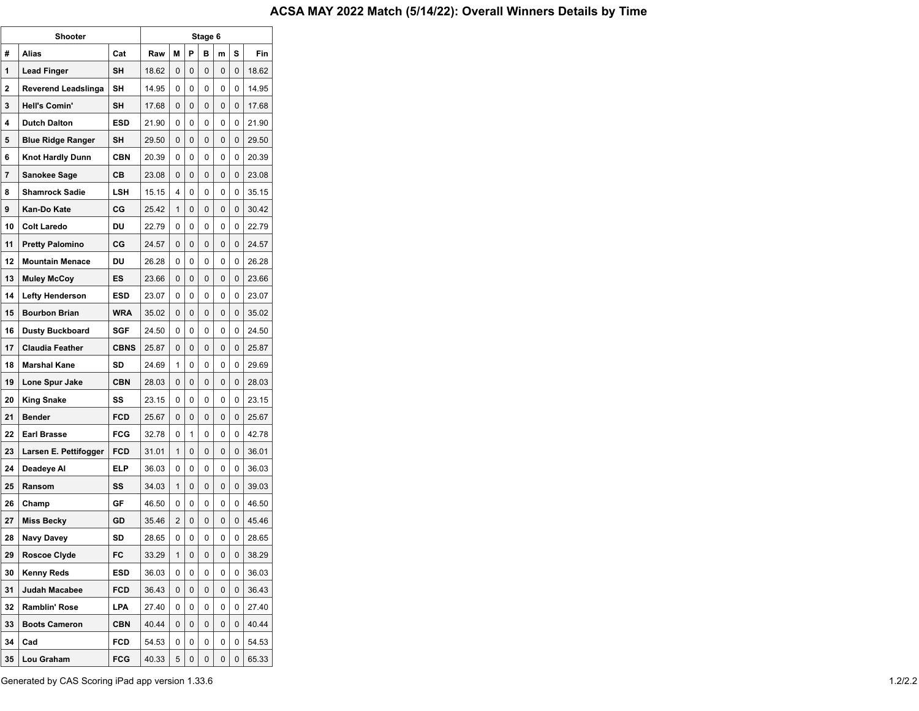# ACSA MAY 2022 Match (5/14/22): Overall Winners Details by Time

| Shooter | | | Stage 6 | | | | | | |
|---|---|---|---|---|---|---|---|---|---|
| # | Alias | Cat | Raw | M | P | B | m | S | Fin |
| 1 | Lead Finger | SH | 18.62 | 0 | 0 | 0 | 0 | 0 | 18.62 |
| 2 | Reverend Leadslinga | SH | 14.95 | 0 | 0 | 0 | 0 | 0 | 14.95 |
| 3 | Hell's Comin' | SH | 17.68 | 0 | 0 | 0 | 0 | 0 | 17.68 |
| 4 | Dutch Dalton | ESD | 21.90 | 0 | 0 | 0 | 0 | 0 | 21.90 |
| 5 | Blue Ridge Ranger | SH | 29.50 | 0 | 0 | 0 | 0 | 0 | 29.50 |
| 6 | Knot Hardly Dunn | CBN | 20.39 | 0 | 0 | 0 | 0 | 0 | 20.39 |
| 7 | Sanokee Sage | CB | 23.08 | 0 | 0 | 0 | 0 | 0 | 23.08 |
| 8 | Shamrock Sadie | LSH | 15.15 | 4 | 0 | 0 | 0 | 0 | 35.15 |
| 9 | Kan-Do Kate | CG | 25.42 | 1 | 0 | 0 | 0 | 0 | 30.42 |
| 10 | Colt Laredo | DU | 22.79 | 0 | 0 | 0 | 0 | 0 | 22.79 |
| 11 | Pretty Palomino | CG | 24.57 | 0 | 0 | 0 | 0 | 0 | 24.57 |
| 12 | Mountain Menace | DU | 26.28 | 0 | 0 | 0 | 0 | 0 | 26.28 |
| 13 | Muley McCoy | ES | 23.66 | 0 | 0 | 0 | 0 | 0 | 23.66 |
| 14 | Lefty Henderson | ESD | 23.07 | 0 | 0 | 0 | 0 | 0 | 23.07 |
| 15 | Bourbon Brian | WRA | 35.02 | 0 | 0 | 0 | 0 | 0 | 35.02 |
| 16 | Dusty Buckboard | SGF | 24.50 | 0 | 0 | 0 | 0 | 0 | 24.50 |
| 17 | Claudia Feather | CBNS | 25.87 | 0 | 0 | 0 | 0 | 0 | 25.87 |
| 18 | Marshal Kane | SD | 24.69 | 1 | 0 | 0 | 0 | 0 | 29.69 |
| 19 | Lone Spur Jake | CBN | 28.03 | 0 | 0 | 0 | 0 | 0 | 28.03 |
| 20 | King Snake | SS | 23.15 | 0 | 0 | 0 | 0 | 0 | 23.15 |
| 21 | Bender | FCD | 25.67 | 0 | 0 | 0 | 0 | 0 | 25.67 |
| 22 | Earl Brasse | FCG | 32.78 | 0 | 1 | 0 | 0 | 0 | 42.78 |
| 23 | Larsen E. Pettifogger | FCD | 31.01 | 1 | 0 | 0 | 0 | 0 | 36.01 |
| 24 | Deadeye Al | ELP | 36.03 | 0 | 0 | 0 | 0 | 0 | 36.03 |
| 25 | Ransom | SS | 34.03 | 1 | 0 | 0 | 0 | 0 | 39.03 |
| 26 | Champ | GF | 46.50 | 0 | 0 | 0 | 0 | 0 | 46.50 |
| 27 | Miss Becky | GD | 35.46 | 2 | 0 | 0 | 0 | 0 | 45.46 |
| 28 | Navy Davey | SD | 28.65 | 0 | 0 | 0 | 0 | 0 | 28.65 |
| 29 | Roscoe Clyde | FC | 33.29 | 1 | 0 | 0 | 0 | 0 | 38.29 |
| 30 | Kenny Reds | ESD | 36.03 | 0 | 0 | 0 | 0 | 0 | 36.03 |
| 31 | Judah Macabee | FCD | 36.43 | 0 | 0 | 0 | 0 | 0 | 36.43 |
| 32 | Ramblin' Rose | LPA | 27.40 | 0 | 0 | 0 | 0 | 0 | 27.40 |
| 33 | Boots Cameron | CBN | 40.44 | 0 | 0 | 0 | 0 | 0 | 40.44 |
| 34 | Cad | FCD | 54.53 | 0 | 0 | 0 | 0 | 0 | 54.53 |
| 35 | Lou Graham | FCG | 40.33 | 5 | 0 | 0 | 0 | 0 | 65.33 |

Generated by CAS Scoring iPad app version 1.33.6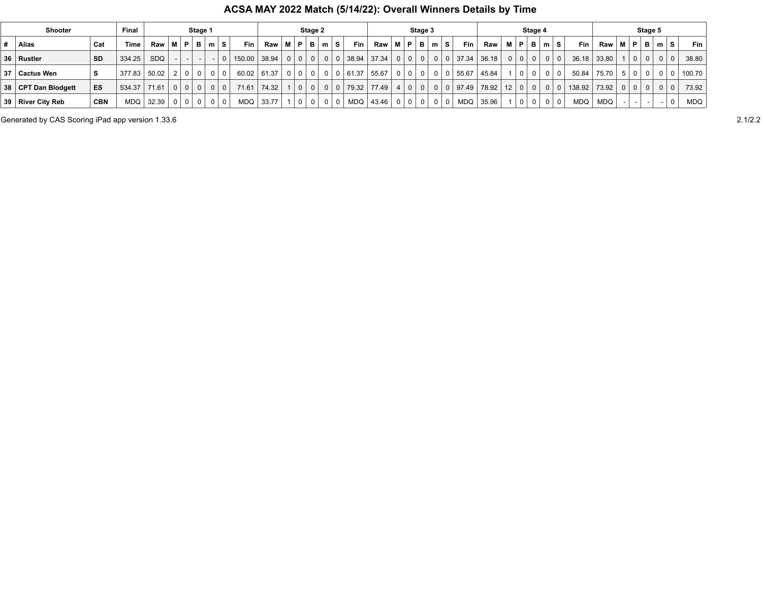# ACSA MAY 2022 Match (5/14/22): Overall Winners Details by Time

| Shooter | | | Final | Stage 1 | | | | | | | Stage 2 | | | | | | | Stage 3 | | | | | | | Stage 4 | | | | | | | Stage 5 | | | | | | |
|---|---|---|---|---|---|---|---|---|---|---|---|---|---|---|---|---|---|---|---|---|---|---|---|---|---|---|---|---|---|---|---|---|---|---|---|---|---|---|
| # | Alias | Cat | Time | Raw | M | P | B | m | S | Fin | Raw | M | P | B | m | S | Fin | Raw | M | P | B | m | S | Fin | Raw | M | P | B | m | S | Fin | Raw | M | P | B | m | S | Fin |
| 36 | Rustler | SD | 334.25 | SDQ | - | - | - | - | 0 | 150.00 | 38.94 | 0 | 0 | 0 | 0 | 0 | 38.94 | 37.34 | 0 | 0 | 0 | 0 | 0 | 37.34 | 36.18 | 0 | 0 | 0 | 0 | 0 | 36.18 | 33.80 | 1 | 0 | 0 | 0 | 0 | 38.80 |
| 37 | Cactus Wen | S | 377.83 | 50.02 | 2 | 0 | 0 | 0 | 0 | 60.02 | 61.37 | 0 | 0 | 0 | 0 | 0 | 61.37 | 55.67 | 0 | 0 | 0 | 0 | 0 | 55.67 | 45.84 | 1 | 0 | 0 | 0 | 0 | 50.84 | 75.70 | 5 | 0 | 0 | 0 | 0 | 100.70 |
| 38 | CPT Dan Blodgett | ES | 534.37 | 71.61 | 0 | 0 | 0 | 0 | 0 | 71.61 | 74.32 | 1 | 0 | 0 | 0 | 0 | 79.32 | 77.49 | 4 | 0 | 0 | 0 | 0 | 97.49 | 78.92 | 12 | 0 | 0 | 0 | 0 | 138.92 | 73.92 | 0 | 0 | 0 | 0 | 0 | 73.92 |
| 39 | River City Reb | CBN | MDQ | 32.39 | 0 | 0 | 0 | 0 | 0 | MDQ | 33.77 | 1 | 0 | 0 | 0 | 0 | MDQ | 43.46 | 0 | 0 | 0 | 0 | 0 | MDQ | 35.96 | 1 | 0 | 0 | 0 | 0 | MDQ | MDQ | - | - | - | - | 0 | MDQ |

Generated by CAS Scoring iPad app version 1.33.6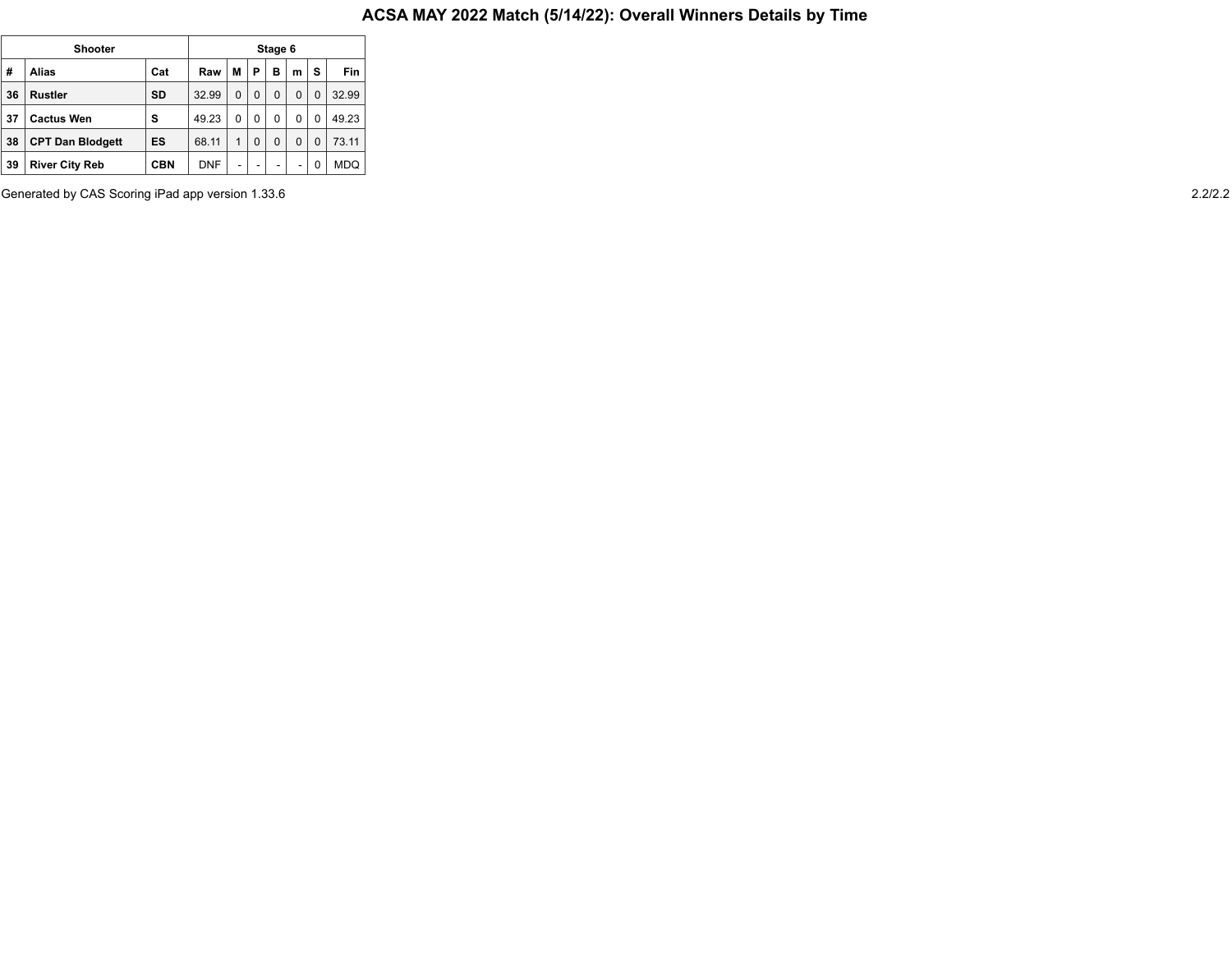# ACSA MAY 2022 Match (5/14/22): Overall Winners Details by Time

| Shooter | | | Stage 6 | | | | | | |
|---|---|---|---|---|---|---|---|---|---|
| # | Alias | Cat | Raw | M | P | B | m | S | Fin |
| 36 | Rustler | SD | 32.99 | 0 | 0 | 0 | 0 | 0 | 32.99 |
| 37 | Cactus Wen | S | 49.23 | 0 | 0 | 0 | 0 | 0 | 49.23 |
| 38 | CPT Dan Blodgett | ES | 68.11 | 1 | 0 | 0 | 0 | 0 | 73.11 |
| 39 | River City Reb | CBN | DNF | - | - | - | - | 0 | MDQ |

Generated by CAS Scoring iPad app version 1.33.6